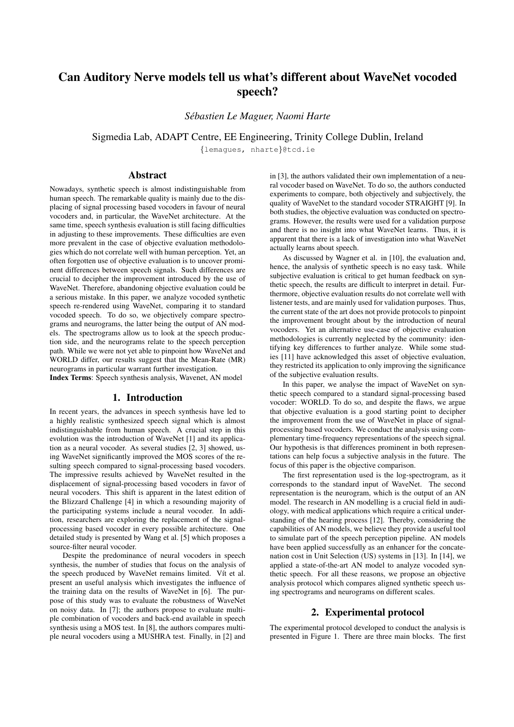# Can Auditory Nerve models tell us what's different about WaveNet vocoded speech?

*Sébastien Le Maguer, Naomi Harte*

Sigmedia Lab, ADAPT Centre, EE Engineering, Trinity College Dublin, Ireland

{lemagues, nharte}@tcd.ie

## Abstract

Nowadays, synthetic speech is almost indistinguishable from human speech. The remarkable quality is mainly due to the displacing of signal processing based vocoders in favour of neural vocoders and, in particular, the WaveNet architecture. At the same time, speech synthesis evaluation is still facing difficulties in adjusting to these improvements. These difficulties are even more prevalent in the case of objective evaluation methodologies which do not correlate well with human perception. Yet, an often forgotten use of objective evaluation is to uncover prominent differences between speech signals. Such differences are crucial to decipher the improvement introduced by the use of WaveNet. Therefore, abandoning objective evaluation could be a serious mistake. In this paper, we analyze vocoded synthetic speech re-rendered using WaveNet, comparing it to standard vocoded speech. To do so, we objectively compare spectrograms and neurograms, the latter being the output of AN models. The spectrograms allow us to look at the speech production side, and the neurograms relate to the speech perception path. While we were not yet able to pinpoint how WaveNet and WORLD differ, our results suggest that the Mean-Rate (MR) neurograms in particular warrant further investigation.

**Index Terms**: Speech synthesis analysis, Wavenet, AN model

## 1. Introduction

In recent years, the advances in speech synthesis have led to a highly realistic synthesized speech signal which is almost indistinguishable from human speech. A crucial step in this evolution was the introduction of WaveNet [1] and its application as a neural vocoder. As several studies [2, 3] showed, using WaveNet significantly improved the MOS scores of the resulting speech compared to signal-processing based vocoders. The impressive results achieved by WaveNet resulted in the displacement of signal-processing based vocoders in favor of neural vocoders. This shift is apparent in the latest edition of the Blizzard Challenge [4] in which a resounding majority of the participating systems include a neural vocoder. In addition, researchers are exploring the replacement of the signal-processing based vocoder in every possible architecture. One detailed study is presented by Wang et al. [5] which proposes a source-filter neural vocoder.

Despite the predominance of neural vocoders in speech synthesis, the number of studies that focus on the analysis of the speech produced by WaveNet remains limited. Vít et al. present an useful analysis which investigates the influence of the training data on the results of WaveNet in [6]. The purpose of this study was to evaluate the robustness of WaveNet on noisy data. In [7]; the authors propose to evaluate multiple combination of vocoders and back-end available in speech synthesis using a MOS test. In [8], the authors compares multiple neural vocoders using a MUSHRA test. Finally, in [2] and in [3], the authors validated their own implementation of a neural vocoder based on WaveNet. To do so, the authors conducted experiments to compare, both objectively and subjectively, the quality of WaveNet to the standard vocoder STRAIGHT [9]. In both studies, the objective evaluation was conducted on spectrograms. However, the results were used for a validation purpose and there is no insight into what WaveNet learns. Thus, it is apparent that there is a lack of investigation into what WaveNet actually learns about speech.

As discussed by Wagner et al. in [10], the evaluation and, hence, the analysis of synthetic speech is no easy task. While subjective evaluation is critical to get human feedback on synthetic speech, the results are difficult to interpret in detail. Furthermore, objective evaluation results do not correlate well with listener tests, and are mainly used for validation purposes. Thus, the current state of the art does not provide protocols to pinpoint the improvement brought about by the introduction of neural vocoders. Yet an alternative use-case of objective evaluation methodologies is currently neglected by the community: identifying key differences to further analyze. While some studies [11] have acknowledged this asset of objective evaluation, they restricted its application to only improving the significance of the subjective evaluation results.

In this paper, we analyse the impact of WaveNet on synthetic speech compared to a standard signal-processing based vocoder: WORLD. To do so, and despite the flaws, we argue that objective evaluation is a good starting point to decipher the improvement from the use of WaveNet in place of signal-processing based vocoders. We conduct the analysis using complementary time-frequency representations of the speech signal. Our hypothesis is that differences prominent in both representations can help focus a subjective analysis in the future. The focus of this paper is the objective comparison.

The first representation used is the log-spectrogram, as it corresponds to the standard input of WaveNet. The second representation is the neurogram, which is the output of an AN model. The research in AN modelling is a crucial field in audiology, with medical applications which require a critical understanding of the hearing process [12]. Thereby, considering the capabilities of AN models, we believe they provide a useful tool to simulate part of the speech perception pipeline. AN models have been applied successfully as an enhancer for the concatenation cost in Unit Selection (US) systems in [13]. In [14], we applied a state-of-the-art AN model to analyze vocoded synthetic speech. For all these reasons, we propose an objective analysis protocol which compares aligned synthetic speech using spectrograms and neurograms on different scales.

## 2. Experimental protocol

The experimental protocol developed to conduct the analysis is presented in Figure 1. There are three main blocks. The first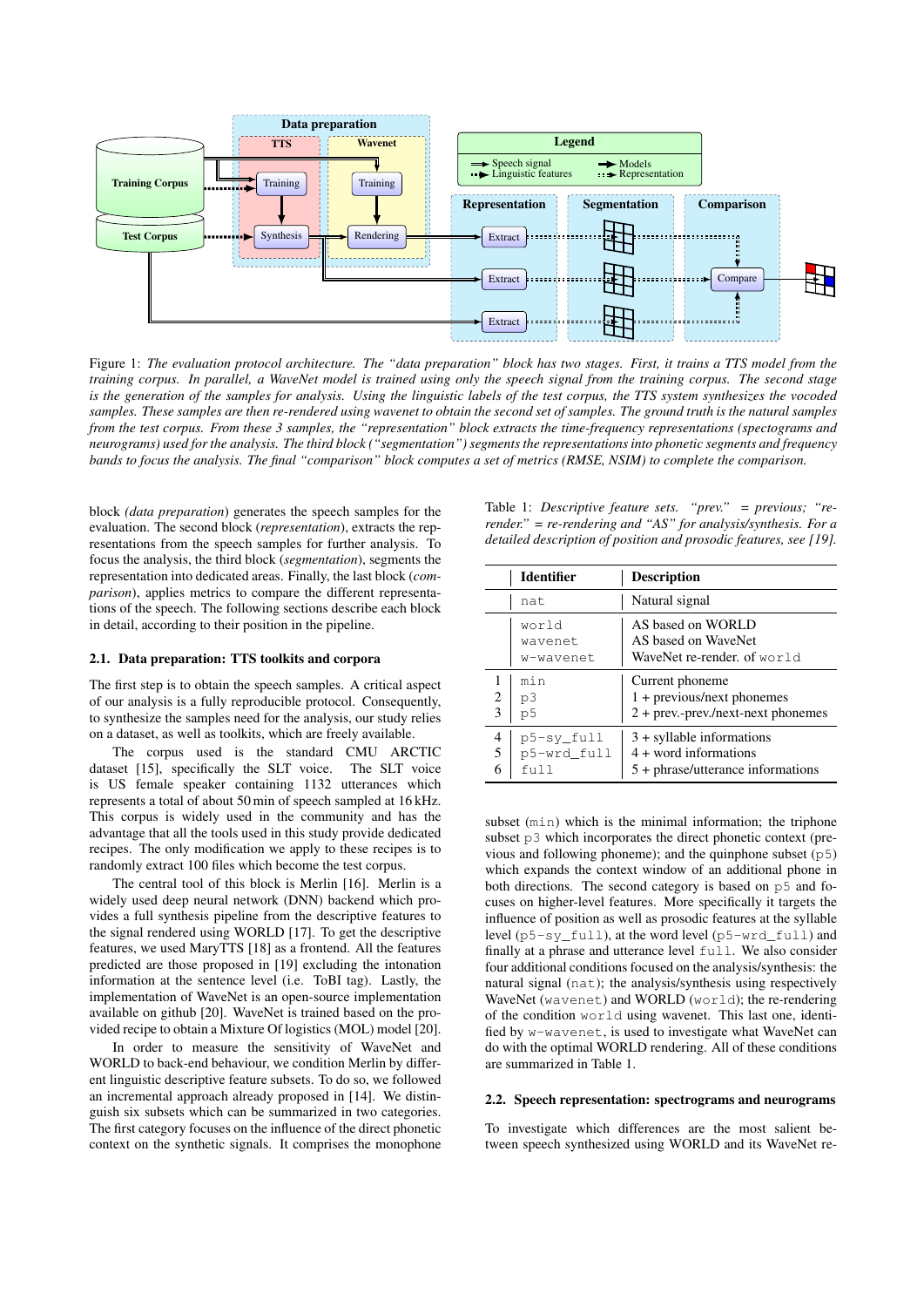Figure 1: *The evaluation protocol architecture. The "data preparation" block has two stages. First, it trains a TTS model from the training corpus. In parallel, a WaveNet model is trained using only the speech signal from the training corpus. The second stage is the generation of the samples for analysis. Using the linguistic labels of the test corpus, the TTS system synthesizes the vocoded samples. These samples are then re-rendered using wavenet to obtain the second set of samples. The ground truth is the natural samples from the test corpus. From these 3 samples, the "representation" block extracts the time-frequency representations (spectograms and neurograms) used for the analysis. The third block ("segmentation") segments the representations into phonetic segments and frequency bands to focus the analysis. The final "comparison" block computes a set of metrics (RMSE, NSIM) to complete the comparison.*

block *(data preparation*) generates the speech samples for the evaluation. The second block (*representation*), extracts the representations from the speech samples for further analysis. To focus the analysis, the third block (*segmentation*), segments the representation into dedicated areas. Finally, the last block (*comparison*), applies metrics to compare the different representations of the speech. The following sections describe each block in detail, according to their position in the pipeline.

### 2.1. Data preparation: TTS toolkits and corpora

The first step is to obtain the speech samples. A critical aspect of our analysis is a fully reproducible protocol. Consequently, to synthesize the samples need for the analysis, our study relies on a dataset, as well as toolkits, which are freely available.

The corpus used is the standard CMU ARCTIC dataset [15], specifically the SLT voice. The SLT voice is US female speaker containing 1132 utterances which represents a total of about 50 min of speech sampled at 16 kHz. This corpus is widely used in the community and has the advantage that all the tools used in this study provide dedicated recipes. The only modification we apply to these recipes is to randomly extract 100 files which become the test corpus.

The central tool of this block is Merlin [16]. Merlin is a widely used deep neural network (DNN) backend which provides a full synthesis pipeline from the descriptive features to the signal rendered using WORLD [17]. To get the descriptive features, we used MaryTTS [18] as a frontend. All the features predicted are those proposed in [19] excluding the intonation information at the sentence level (i.e. ToBI tag). Lastly, the implementation of WaveNet is an open-source implementation available on github [20]. WaveNet is trained based on the provided recipe to obtain a Mixture Of logistics (MOL) model [20].

In order to measure the sensitivity of WaveNet and WORLD to back-end behaviour, we condition Merlin by different linguistic descriptive feature subsets. To do so, we followed an incremental approach already proposed in [14]. We distinguish six subsets which can be summarized in two categories. The first category focuses on the influence of the direct phonetic context on the synthetic signals. It comprises the monophone subset (`min`) which is the minimal information; the triphone subset `p3` which incorporates the direct phonetic context (previous and following phoneme); and the quinphone subset (`p5`) which expands the context window of an additional phone in both directions. The second category is based on `p5` and focuses on higher-level features. More specifically it targets the influence of position as well as prosodic features at the syllable level (`p5-sy_full`), at the word level (`p5-wrd_full`) and finally at a phrase and utterance level `full`. We also consider four additional conditions focused on the analysis/synthesis: the natural signal (`nat`); the analysis/synthesis using respectively WaveNet (`wavenet`) and WORLD (`world`); the re-rendering of the condition `world` using wavenet. This last one, identified by `w-wavenet`, is used to investigate what WaveNet can do with the optimal WORLD rendering. All of these conditions are summarized in Table 1.

Table 1: *Descriptive feature sets. "prev." = previous; "re-render." = re-rendering and "AS" for analysis/synthesis. For a detailed description of position and prosodic features, see [19].*

| | Identifier | Description |
|---|---|---|
| | `nat` | Natural signal |
| | `world` | AS based on WORLD |
| | `wavenet` | AS based on WaveNet |
| | `w-wavenet` | WaveNet re-render. of `world` |
| 1 | `min` | Current phoneme |
| 2 | `p3` | 1 + previous/next phonemes |
| 3 | `p5` | 2 + prev.-prev./next-next phonemes |
| 4 | `p5-sy_full` | 3 + syllable informations |
| 5 | `p5-wrd_full` | 4 + word informations |
| 6 | `full` | 5 + phrase/utterance informations |

### 2.2. Speech representation: spectrograms and neurograms

To investigate which differences are the most salient between speech synthesized using WORLD and its WaveNet re-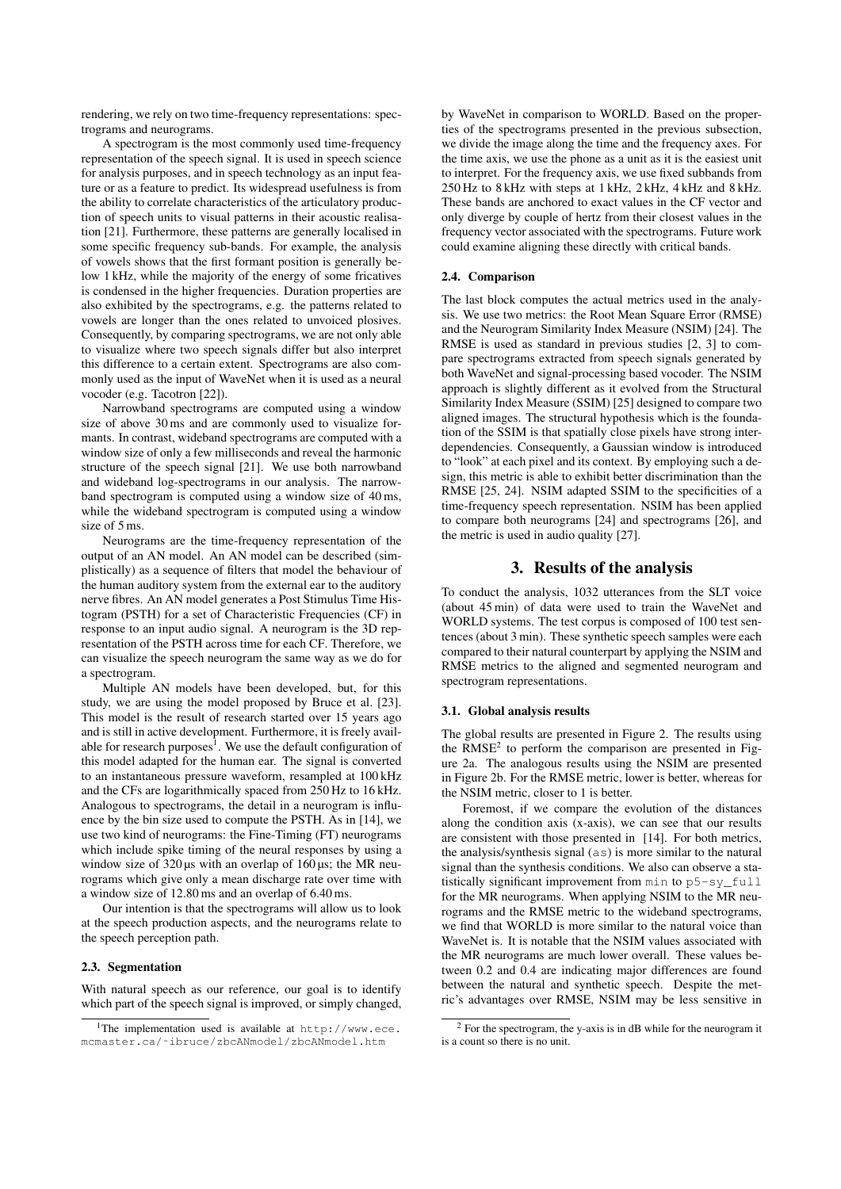rendering, we rely on two time-frequency representations: spectrograms and neurograms.

A spectrogram is the most commonly used time-frequency representation of the speech signal. It is used in speech science for analysis purposes, and in speech technology as an input feature or as a feature to predict. Its widespread usefulness is from the ability to correlate characteristics of the articulatory production of speech units to visual patterns in their acoustic realisation [21]. Furthermore, these patterns are generally localised in some specific frequency sub-bands. For example, the analysis of vowels shows that the first formant position is generally below 1 kHz, while the majority of the energy of some fricatives is condensed in the higher frequencies. Duration properties are also exhibited by the spectrograms, e.g. the patterns related to vowels are longer than the ones related to unvoiced plosives. Consequently, by comparing spectrograms, we are not only able to visualize where two speech signals differ but also interpret this difference to a certain extent. Spectrograms are also commonly used as the input of WaveNet when it is used as a neural vocoder (e.g. Tacotron [22]).

Narrowband spectrograms are computed using a window size of above 30 ms and are commonly used to visualize formants. In contrast, wideband spectrograms are computed with a window size of only a few milliseconds and reveal the harmonic structure of the speech signal [21]. We use both narrowband and wideband log-spectrograms in our analysis. The narrowband spectrogram is computed using a window size of 40 ms, while the wideband spectrogram is computed using a window size of 5 ms.

Neurograms are the time-frequency representation of the output of an AN model. An AN model can be described (simplistically) as a sequence of filters that model the behaviour of the human auditory system from the external ear to the auditory nerve fibres. An AN model generates a Post Stimulus Time Histogram (PSTH) for a set of Characteristic Frequencies (CF) in response to an input audio signal. A neurogram is the 3D representation of the PSTH across time for each CF. Therefore, we can visualize the speech neurogram the same way as we do for a spectrogram.

Multiple AN models have been developed, but, for this study, we are using the model proposed by Bruce et al. [23]. This model is the result of research started over 15 years ago and is still in active development. Furthermore, it is freely available for research purposes[1]. We use the default configuration of this model adapted for the human ear. The signal is converted to an instantaneous pressure waveform, resampled at 100 kHz and the CFs are logarithmically spaced from 250 Hz to 16 kHz. Analogous to spectrograms, the detail in a neurogram is influence by the bin size used to compute the PSTH. As in [14], we use two kind of neurograms: the Fine-Timing (FT) neurograms which include spike timing of the neural responses by using a window size of 320 µs with an overlap of 160 µs; the MR neurograms which give only a mean discharge rate over time with a window size of 12.80 ms and an overlap of 6.40 ms.

Our intention is that the spectrograms will allow us to look at the speech production aspects, and the neurograms relate to the speech perception path.

### 2.3. Segmentation

With natural speech as our reference, our goal is to identify which part of the speech signal is improved, or simply changed, by WaveNet in comparison to WORLD. Based on the properties of the spectrograms presented in the previous subsection, we divide the image along the time and the frequency axes. For the time axis, we use the phone as a unit as it is the easiest unit to interpret. For the frequency axis, we use fixed subbands from 250 Hz to 8 kHz with steps at 1 kHz, 2 kHz, 4 kHz and 8 kHz. These bands are anchored to exact values in the CF vector and only diverge by couple of hertz from their closest values in the frequency vector associated with the spectrograms. Future work could examine aligning these directly with critical bands.

### 2.4. Comparison

The last block computes the actual metrics used in the analysis. We use two metrics: the Root Mean Square Error (RMSE) and the Neurogram Similarity Index Measure (NSIM) [24]. The RMSE is used as standard in previous studies [2, 3] to compare spectrograms extracted from speech signals generated by both WaveNet and signal-processing based vocoder. The NSIM approach is slightly different as it evolved from the Structural Similarity Index Measure (SSIM) [25] designed to compare two aligned images. The structural hypothesis which is the foundation of the SSIM is that spatially close pixels have strong interdependencies. Consequently, a Gaussian window is introduced to "look" at each pixel and its context. By employing such a design, this metric is able to exhibit better discrimination than the RMSE [25, 24]. NSIM adapted SSIM to the specificities of a time-frequency speech representation. NSIM has been applied to compare both neurograms [24] and spectrograms [26], and the metric is used in audio quality [27].

## 3. Results of the analysis

To conduct the analysis, 1032 utterances from the SLT voice (about 45 min) of data were used to train the WaveNet and WORLD systems. The test corpus is composed of 100 test sentences (about 3 min). These synthetic speech samples were each compared to their natural counterpart by applying the NSIM and RMSE metrics to the aligned and segmented neurogram and spectrogram representations.

### 3.1. Global analysis results

The global results are presented in Figure 2. The results using the RMSE[2] to perform the comparison are presented in Figure 2a. The analogous results using the NSIM are presented in Figure 2b. For the RMSE metric, lower is better, whereas for the NSIM metric, closer to 1 is better.

Foremost, if we compare the evolution of the distances along the condition axis (x-axis), we can see that our results are consistent with those presented in [14]. For both metrics, the analysis/synthesis signal (`as`) is more similar to the natural signal than the synthesis conditions. We also can observe a statistically significant improvement from `min` to `p5-sy_full` for the MR neurograms. When applying NSIM to the MR neurograms and the RMSE metric to the wideband spectrograms, we find that WORLD is more similar to the natural voice than WaveNet is. It is notable that the NSIM values associated with the MR neurograms are much lower overall. These values between 0.2 and 0.4 are indicating major differences are found between the natural and synthetic speech. Despite the metric's advantages over RMSE, NSIM may be less sensitive in

[1] The implementation used is available at http://www.ece.mcmaster.ca/~ibruce/zbcANmodel/zbcANmodel.htm

[2] For the spectrogram, the y-axis is in dB while for the neurogram it is a count so there is no unit.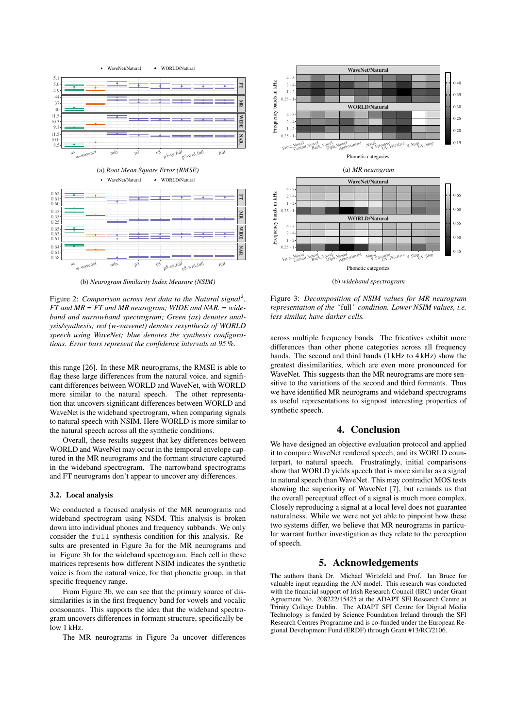(a) *Root Mean Square Error (RMSE)*

(b) *Neurogram Similarity Index Measure (NSIM)*

Figure 2: *Comparison across test data to the Natural signal*[2]*. FT and MR = FT and MR neurogram; WIDE and NAR. = wideband and narrowband spectrogram; Green (as) denotes analysis/synthesis; red (w-wavenet) denotes resynthesis of WORLD speech using WaveNet; blue denotes the synthesis configurations. Error bars represent the confidence intervals at 95 %.*

this range [26]. In these MR neurograms, the RMSE is able to flag these large differences from the natural voice, and significant differences between WORLD and WaveNet, with WORLD more similar to the natural speech. The other representation that uncovers significant differences between WORLD and WaveNet is the wideband spectrogram, when comparing signals to natural speech with NSIM. Here WORLD is more similar to the natural speech across all the synthetic conditions.

Overall, these results suggest that key differences between WORLD and WaveNet may occur in the temporal envelope captured in the MR neurograms and the formant structure captured in the wideband spectrogram. The narrowband spectrograms and FT neurograms don't appear to uncover any differences.

### 3.2. Local analysis

We conducted a focused analysis of the MR neurograms and wideband spectrogram using NSIM. This analysis is broken down into individual phones and frequency subbands. We only consider the `full` synthesis condition for this analysis. Results are presented in Figure 3a for the MR neurograms and in Figure 3b for the wideband spectrogram. Each cell in these matrices represents how different NSIM indicates the synthetic voice is from the natural voice, for that phonetic group, in that specific frequency range.

From Figure 3b, we can see that the primary source of dissimilarities is in the first frequency band for vowels and vocalic consonants. This supports the idea that the wideband spectrogram uncovers differences in formant structure, specifically below 1 kHz.

The MR neurograms in Figure 3a uncover differences across multiple frequency bands. The fricatives exhibit more differences than other phone categories across all frequency bands. The second and third bands (1 kHz to 4 kHz) show the greatest dissimilarities, which are even more pronounced for WaveNet. This suggests than the MR neurograms are more sensitive to the variations of the second and third formants. Thus we have identified MR neurograms and wideband spectrograms as useful representations to signpost interesting properties of synthetic speech.

(a) *MR neurogram*

(b) *wideband spectrogram*

Figure 3: *Decomposition of NSIM values for MR neurogram representation of the "*full*" condition. Lower NSIM values, i.e. less similar, have darker cells.*

## 4. Conclusion

We have designed an objective evaluation protocol and applied it to compare WaveNet rendered speech, and its WORLD counterpart, to natural speech. Frustratingly, initial comparisons show that WORLD yields speech that is more similar as a signal to natural speech than WaveNet. This may contradict MOS tests showing the superiority of WaveNet [7], but reminds us that the overall perceptual effect of a signal is much more complex. Closely reproducing a signal at a local level does not guarantee naturalness. While we were not yet able to pinpoint how these two systems differ, we believe that MR neurograms in particular warrant further investigation as they relate to the perception of speech.

## 5. Acknowledgements

The authors thank Dr. Michael Wirtzfeld and Prof. Ian Bruce for valuable input regarding the AN model. This research was conducted with the financial support of Irish Research Council (IRC) under Grant Agreement No. 208222/15425 at the ADAPT SFI Research Centre at Trinity College Dublin. The ADAPT SFI Centre for Digital Media Technology is funded by Science Foundation Ireland through the SFI Research Centres Programme and is co-funded under the European Regional Development Fund (ERDF) through Grant #13/RC/2106.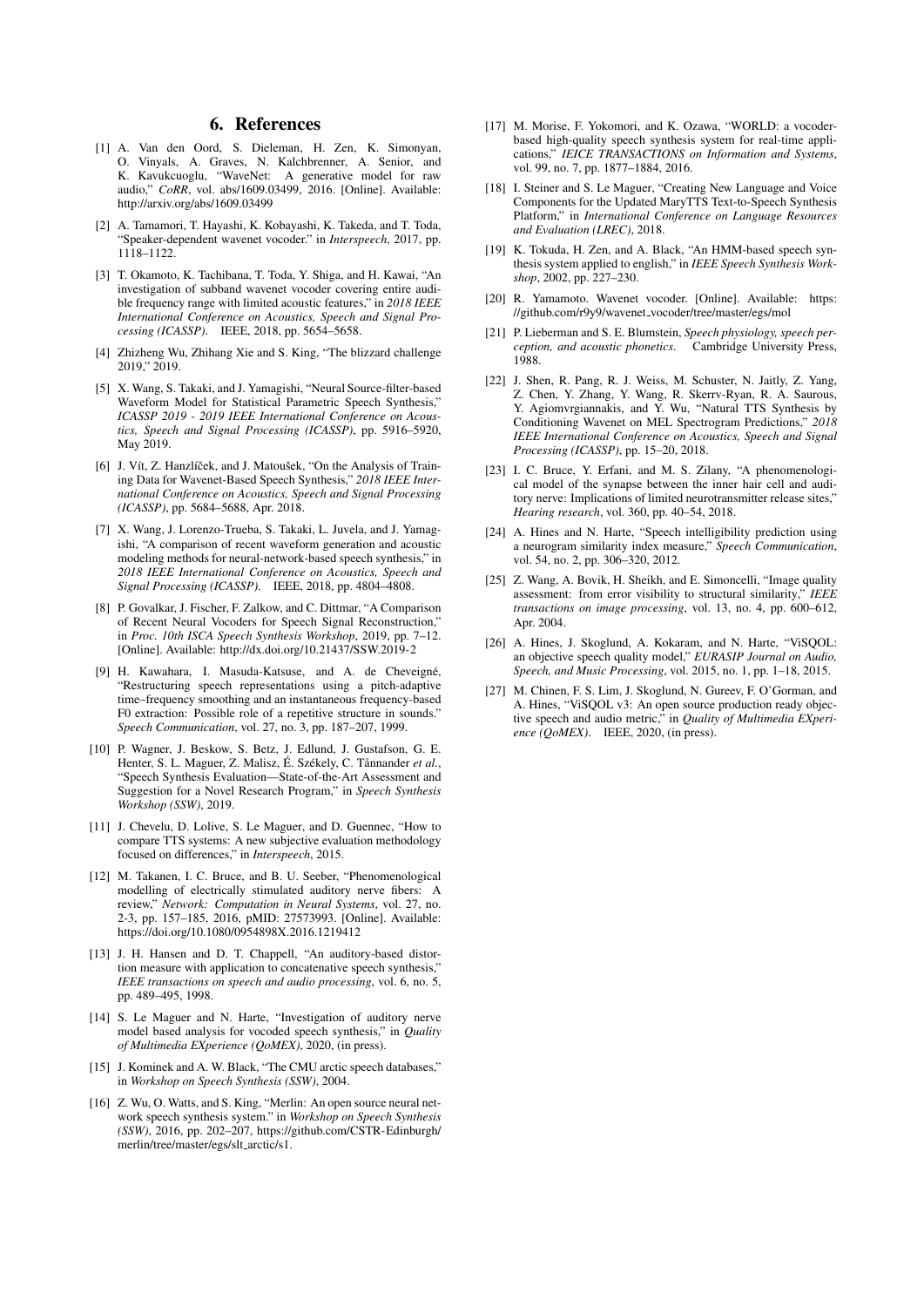## 6. References

[1] A. Van den Oord, S. Dieleman, H. Zen, K. Simonyan, O. Vinyals, A. Graves, N. Kalchbrenner, A. Senior, and K. Kavukcuoglu, "WaveNet: A generative model for raw audio," *CoRR*, vol. abs/1609.03499, 2016. [Online]. Available: http://arxiv.org/abs/1609.03499

[2] A. Tamamori, T. Hayashi, K. Kobayashi, K. Takeda, and T. Toda, "Speaker-dependent wavenet vocoder." in *Interspeech*, 2017, pp. 1118–1122.

[3] T. Okamoto, K. Tachibana, T. Toda, Y. Shiga, and H. Kawai, "An investigation of subband wavenet vocoder covering entire audible frequency range with limited acoustic features," in *2018 IEEE International Conference on Acoustics, Speech and Signal Processing (ICASSP)*. IEEE, 2018, pp. 5654–5658.

[4] Zhizheng Wu, Zhihang Xie and S. King, "The blizzard challenge 2019," 2019.

[5] X. Wang, S. Takaki, and J. Yamagishi, "Neural Source-filter-based Waveform Model for Statistical Parametric Speech Synthesis," *ICASSP 2019 - 2019 IEEE International Conference on Acoustics, Speech and Signal Processing (ICASSP)*, pp. 5916–5920, May 2019.

[6] J. Vít, Z. Hanzlíček, and J. Matoušek, "On the Analysis of Training Data for Wavenet-Based Speech Synthesis," *2018 IEEE International Conference on Acoustics, Speech and Signal Processing (ICASSP)*, pp. 5684–5688, Apr. 2018.

[7] X. Wang, J. Lorenzo-Trueba, S. Takaki, L. Juvela, and J. Yamagishi, "A comparison of recent waveform generation and acoustic modeling methods for neural-network-based speech synthesis," in *2018 IEEE International Conference on Acoustics, Speech and Signal Processing (ICASSP)*. IEEE, 2018, pp. 4804–4808.

[8] P. Govalkar, J. Fischer, F. Zalkow, and C. Dittmar, "A Comparison of Recent Neural Vocoders for Speech Signal Reconstruction," in *Proc. 10th ISCA Speech Synthesis Workshop*, 2019, pp. 7–12. [Online]. Available: http://dx.doi.org/10.21437/SSW.2019-2

[9] H. Kawahara, I. Masuda-Katsuse, and A. de Cheveigné, "Restructuring speech representations using a pitch-adaptive time–frequency smoothing and an instantaneous frequency-based F0 extraction: Possible role of a repetitive structure in sounds." *Speech Communication*, vol. 27, no. 3, pp. 187–207, 1999.

[10] P. Wagner, J. Beskow, S. Betz, J. Edlund, J. Gustafson, G. E. Henter, S. L. Maguer, Z. Malisz, É. Székely, C. Tånnander *et al.*, "Speech Synthesis Evaluation—State-of-the-Art Assessment and Suggestion for a Novel Research Program," in *Speech Synthesis Workshop (SSW)*, 2019.

[11] J. Chevelu, D. Lolive, S. Le Maguer, and D. Guennec, "How to compare TTS systems: A new subjective evaluation methodology focused on differences," in *Interspeech*, 2015.

[12] M. Takanen, I. C. Bruce, and B. U. Seeber, "Phenomenological modelling of electrically stimulated auditory nerve fibers: A review," *Network: Computation in Neural Systems*, vol. 27, no. 2-3, pp. 157–185, 2016, pMID: 27573993. [Online]. Available: https://doi.org/10.1080/0954898X.2016.1219412

[13] J. H. Hansen and D. T. Chappell, "An auditory-based distortion measure with application to concatenative speech synthesis," *IEEE transactions on speech and audio processing*, vol. 6, no. 5, pp. 489–495, 1998.

[14] S. Le Maguer and N. Harte, "Investigation of auditory nerve model based analysis for vocoded speech synthesis," in *Quality of Multimedia EXperience (QoMEX)*, 2020, (in press).

[15] J. Kominek and A. W. Black, "The CMU arctic speech databases," in *Workshop on Speech Synthesis (SSW)*, 2004.

[16] Z. Wu, O. Watts, and S. King, "Merlin: An open source neural network speech synthesis system." in *Workshop on Speech Synthesis (SSW)*, 2016, pp. 202–207, https://github.com/CSTR-Edinburgh/merlin/tree/master/egs/slt_arctic/s1.

[17] M. Morise, F. Yokomori, and K. Ozawa, "WORLD: a vocoder-based high-quality speech synthesis system for real-time applications," *IEICE TRANSACTIONS on Information and Systems*, vol. 99, no. 7, pp. 1877–1884, 2016.

[18] I. Steiner and S. Le Maguer, "Creating New Language and Voice Components for the Updated MaryTTS Text-to-Speech Synthesis Platform," in *International Conference on Language Resources and Evaluation (LREC)*, 2018.

[19] K. Tokuda, H. Zen, and A. Black, "An HMM-based speech synthesis system applied to english," in *IEEE Speech Synthesis Workshop*, 2002, pp. 227–230.

[20] R. Yamamoto. Wavenet vocoder. [Online]. Available: https://github.com/r9y9/wavenet_vocoder/tree/master/egs/mol

[21] P. Lieberman and S. E. Blumstein, *Speech physiology, speech perception, and acoustic phonetics*. Cambridge University Press, 1988.

[22] J. Shen, R. Pang, R. J. Weiss, M. Schuster, N. Jaitly, Z. Yang, Z. Chen, Y. Zhang, Y. Wang, R. Skerrv-Ryan, R. A. Saurous, Y. Agiomvrgiannakis, and Y. Wu, "Natural TTS Synthesis by Conditioning Wavenet on MEL Spectrogram Predictions," *2018 IEEE International Conference on Acoustics, Speech and Signal Processing (ICASSP)*, pp. 15–20, 2018.

[23] I. C. Bruce, Y. Erfani, and M. S. Zilany, "A phenomenological model of the synapse between the inner hair cell and auditory nerve: Implications of limited neurotransmitter release sites," *Hearing research*, vol. 360, pp. 40–54, 2018.

[24] A. Hines and N. Harte, "Speech intelligibility prediction using a neurogram similarity index measure," *Speech Communication*, vol. 54, no. 2, pp. 306–320, 2012.

[25] Z. Wang, A. Bovik, H. Sheikh, and E. Simoncelli, "Image quality assessment: from error visibility to structural similarity," *IEEE transactions on image processing*, vol. 13, no. 4, pp. 600–612, Apr. 2004.

[26] A. Hines, J. Skoglund, A. Kokaram, and N. Harte, "ViSQOL: an objective speech quality model," *EURASIP Journal on Audio, Speech, and Music Processing*, vol. 2015, no. 1, pp. 1–18, 2015.

[27] M. Chinen, F. S. Lim, J. Skoglund, N. Gureev, F. O'Gorman, and A. Hines, "ViSQOL v3: An open source production ready objective speech and audio metric," in *Quality of Multimedia EXperience (QoMEX)*. IEEE, 2020, (in press).